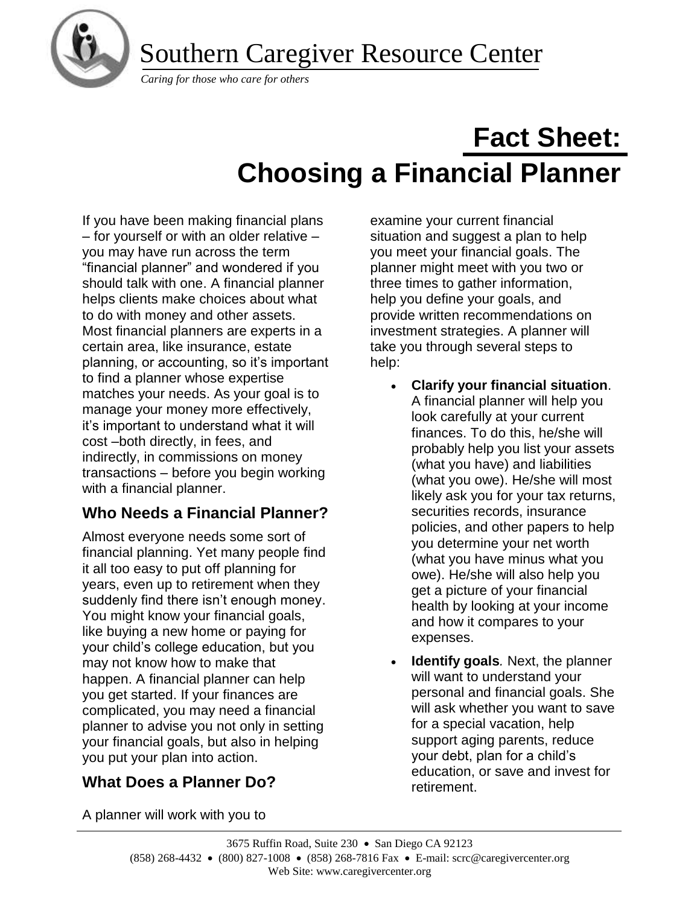# Southern Caregiver Resource Center

*Caring for those who care for others*

# Fact Sheet: Choosing a Financial Planner

If you have been making financial plans – for yourself or with an older relative – you may have run across the term "financial planner" and wondered if you should talk with one. A financial planner helps clients make choices about what to do with money and other assets. Most financial planners are experts in a certain area, like insurance, estate planning, or accounting, so it's important to find a planner whose expertise matches your needs. As your goal is to manage your money more effectively, it's important to understand what it will cost –both directly, in fees, and indirectly, in commissions on money transactions – before you begin working with a financial planner.

## Who Needs a Financial Planner?

Almost everyone needs some sort of financial planning. Yet many people find it all too easy to put off planning for years, even up to retirement when they suddenly find there isn't enough money. You might know your financial goals, like buying a new home or paying for your child's college education, but you may not know how to make that happen. A financial planner can help you get started. If your finances are complicated, you may need a financial planner to advise you not only in setting your financial goals, but also in helping you put your plan into action.

## What Does a Planner Do?

A planner will work with you to examine your current financial situation and suggest a plan to help you meet your financial goals. The planner might meet with you two or three times to gather information, help you define your goals, and provide written recommendations on investment strategies. A planner will take you through several steps to help:

- **Clarify your financial situation**. A financial planner will help you look carefully at your current finances. To do this, he/she will probably help you list your assets (what you have) and liabilities (what you owe). He/she will most likely ask you for your tax returns, securities records, insurance policies, and other papers to help you determine your net worth (what you have minus what you owe). He/she will also help you get a picture of your financial health by looking at your income and how it compares to your expenses.
- **Identify goals***.* Next, the planner will want to understand your personal and financial goals. She will ask whether you want to save for a special vacation, help support aging parents, reduce your debt, plan for a child's education, or save and invest for retirement.

3675 Ruffin Road, Suite 230 • San Diego CA 92123
(858) 268-4432 • (800) 827-1008 • (858) 268-7816 Fax • E-mail: scrc@caregivercenter.org
Web Site: www.caregivercenter.org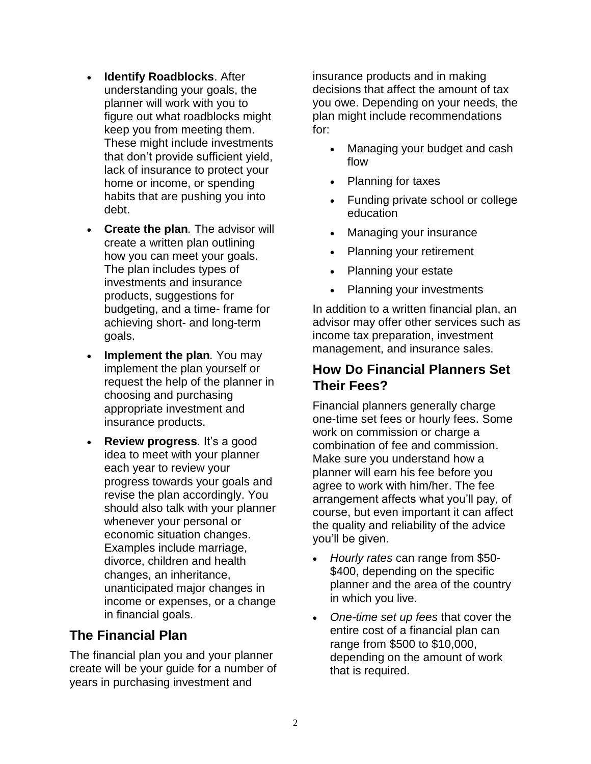- **Identify Roadblocks**. After understanding your goals, the planner will work with you to figure out what roadblocks might keep you from meeting them. These might include investments that don't provide sufficient yield, lack of insurance to protect your home or income, or spending habits that are pushing you into debt.
- **Create the plan***.* The advisor will create a written plan outlining how you can meet your goals. The plan includes types of investments and insurance products, suggestions for budgeting, and a time- frame for achieving short- and long-term goals.
- **Implement the plan***.* You may implement the plan yourself or request the help of the planner in choosing and purchasing appropriate investment and insurance products.
- **Review progress***.* It's a good idea to meet with your planner each year to review your progress towards your goals and revise the plan accordingly. You should also talk with your planner whenever your personal or economic situation changes. Examples include marriage, divorce, children and health changes, an inheritance, unanticipated major changes in income or expenses, or a change in financial goals.

## The Financial Plan

The financial plan you and your planner create will be your guide for a number of years in purchasing investment and insurance products and in making decisions that affect the amount of tax you owe. Depending on your needs, the plan might include recommendations for:

- Managing your budget and cash flow
- Planning for taxes
- Funding private school or college education
- Managing your insurance
- Planning your retirement
- Planning your estate
- Planning your investments

In addition to a written financial plan, an advisor may offer other services such as income tax preparation, investment management, and insurance sales.

## How Do Financial Planners Set Their Fees?

Financial planners generally charge one-time set fees or hourly fees. Some work on commission or charge a combination of fee and commission. Make sure you understand how a planner will earn his fee before you agree to work with him/her. The fee arrangement affects what you'll pay, of course, but even important it can affect the quality and reliability of the advice you'll be given.

- *Hourly rates* can range from $50-$400, depending on the specific planner and the area of the country in which you live.
- *One-time set up fees* that cover the entire cost of a financial plan can range from $500 to $10,000, depending on the amount of work that is required.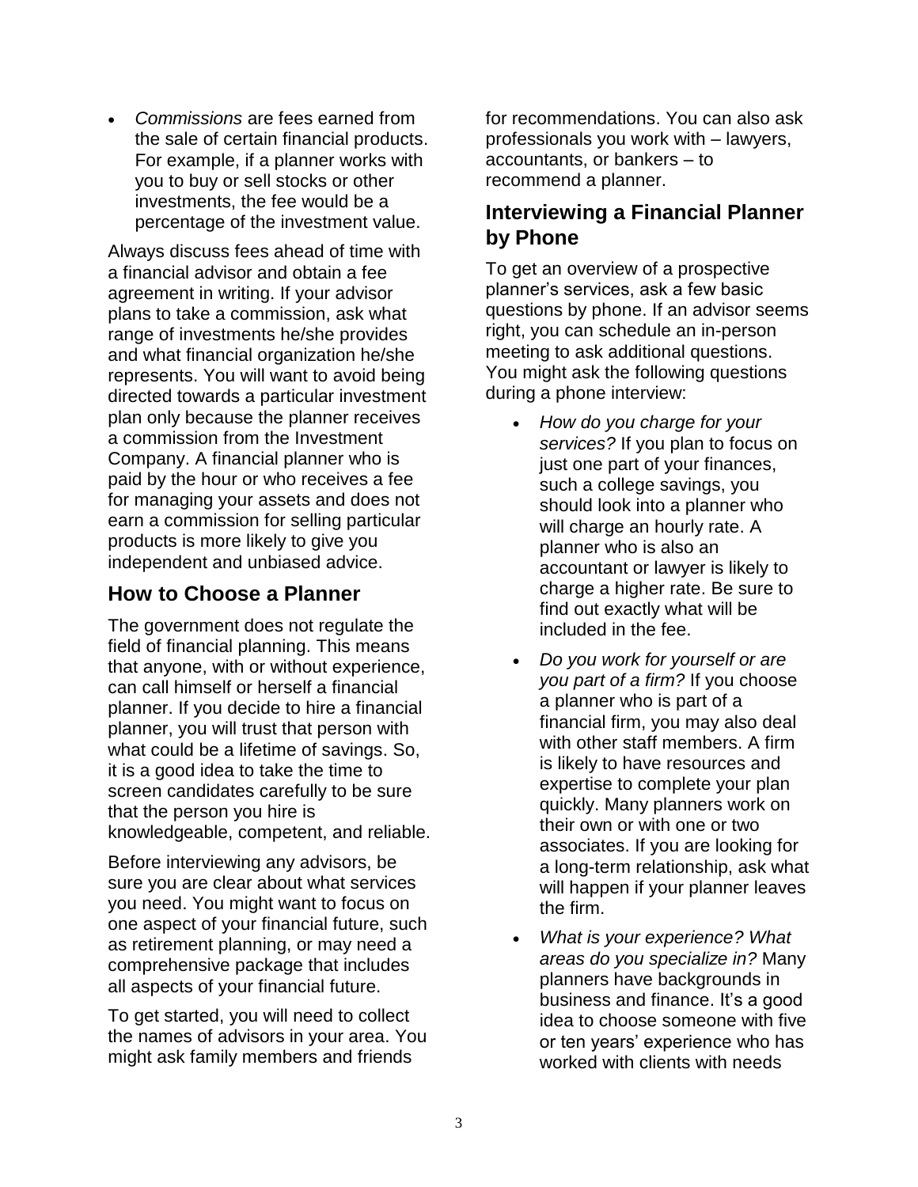- *Commissions* are fees earned from the sale of certain financial products. For example, if a planner works with you to buy or sell stocks or other investments, the fee would be a percentage of the investment value.

Always discuss fees ahead of time with a financial advisor and obtain a fee agreement in writing. If your advisor plans to take a commission, ask what range of investments he/she provides and what financial organization he/she represents. You will want to avoid being directed towards a particular investment plan only because the planner receives a commission from the Investment Company. A financial planner who is paid by the hour or who receives a fee for managing your assets and does not earn a commission for selling particular products is more likely to give you independent and unbiased advice.

## How to Choose a Planner

The government does not regulate the field of financial planning. This means that anyone, with or without experience, can call himself or herself a financial planner. If you decide to hire a financial planner, you will trust that person with what could be a lifetime of savings. So, it is a good idea to take the time to screen candidates carefully to be sure that the person you hire is knowledgeable, competent, and reliable.

Before interviewing any advisors, be sure you are clear about what services you need. You might want to focus on one aspect of your financial future, such as retirement planning, or may need a comprehensive package that includes all aspects of your financial future.

To get started, you will need to collect the names of advisors in your area. You might ask family members and friends for recommendations. You can also ask professionals you work with – lawyers, accountants, or bankers – to recommend a planner.

## Interviewing a Financial Planner by Phone

To get an overview of a prospective planner's services, ask a few basic questions by phone. If an advisor seems right, you can schedule an in-person meeting to ask additional questions. You might ask the following questions during a phone interview:

- *How do you charge for your services?* If you plan to focus on just one part of your finances, such a college savings, you should look into a planner who will charge an hourly rate. A planner who is also an accountant or lawyer is likely to charge a higher rate. Be sure to find out exactly what will be included in the fee.
- *Do you work for yourself or are you part of a firm?* If you choose a planner who is part of a financial firm, you may also deal with other staff members. A firm is likely to have resources and expertise to complete your plan quickly. Many planners work on their own or with one or two associates. If you are looking for a long-term relationship, ask what will happen if your planner leaves the firm.
- *What is your experience? What areas do you specialize in?* Many planners have backgrounds in business and finance. It's a good idea to choose someone with five or ten years' experience who has worked with clients with needs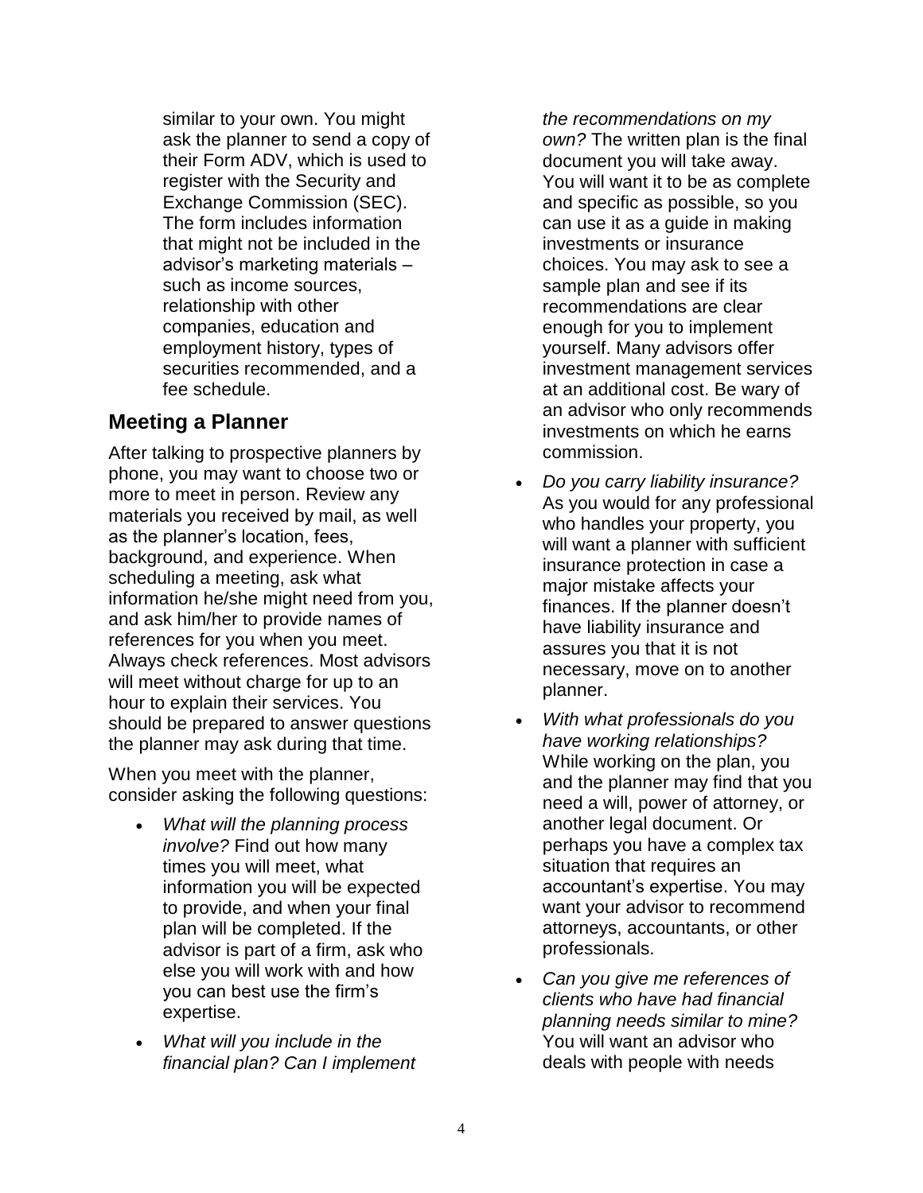similar to your own. You might ask the planner to send a copy of their Form ADV, which is used to register with the Security and Exchange Commission (SEC). The form includes information that might not be included in the advisor's marketing materials – such as income sources, relationship with other companies, education and employment history, types of securities recommended, and a fee schedule.

## Meeting a Planner

After talking to prospective planners by phone, you may want to choose two or more to meet in person. Review any materials you received by mail, as well as the planner's location, fees, background, and experience. When scheduling a meeting, ask what information he/she might need from you, and ask him/her to provide names of references for you when you meet. Always check references. Most advisors will meet without charge for up to an hour to explain their services. You should be prepared to answer questions the planner may ask during that time.

When you meet with the planner, consider asking the following questions:

- *What will the planning process involve?* Find out how many times you will meet, what information you will be expected to provide, and when your final plan will be completed. If the advisor is part of a firm, ask who else you will work with and how you can best use the firm's expertise.
- *What will you include in the financial plan? Can I implement the recommendations on my own?* The written plan is the final document you will take away. You will want it to be as complete and specific as possible, so you can use it as a guide in making investments or insurance choices. You may ask to see a sample plan and see if its recommendations are clear enough for you to implement yourself. Many advisors offer investment management services at an additional cost. Be wary of an advisor who only recommends investments on which he earns commission.
- *Do you carry liability insurance?* As you would for any professional who handles your property, you will want a planner with sufficient insurance protection in case a major mistake affects your finances. If the planner doesn't have liability insurance and assures you that it is not necessary, move on to another planner.
- *With what professionals do you have working relationships?* While working on the plan, you and the planner may find that you need a will, power of attorney, or another legal document. Or perhaps you have a complex tax situation that requires an accountant's expertise. You may want your advisor to recommend attorneys, accountants, or other professionals.
- *Can you give me references of clients who have had financial planning needs similar to mine?* You will want an advisor who deals with people with needs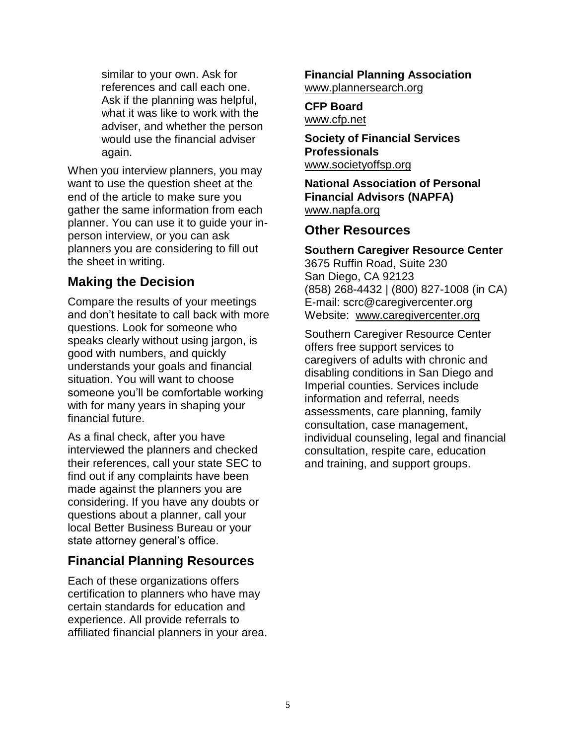similar to your own. Ask for references and call each one. Ask if the planning was helpful, what it was like to work with the adviser, and whether the person would use the financial adviser again.

When you interview planners, you may want to use the question sheet at the end of the article to make sure you gather the same information from each planner. You can use it to guide your in-person interview, or you can ask planners you are considering to fill out the sheet in writing.

## Making the Decision

Compare the results of your meetings and don't hesitate to call back with more questions. Look for someone who speaks clearly without using jargon, is good with numbers, and quickly understands your goals and financial situation. You will want to choose someone you'll be comfortable working with for many years in shaping your financial future.

As a final check, after you have interviewed the planners and checked their references, call your state SEC to find out if any complaints have been made against the planners you are considering. If you have any doubts or questions about a planner, call your local Better Business Bureau or your state attorney general's office.

## Financial Planning Resources

Each of these organizations offers certification to planners who have may certain standards for education and experience. All provide referrals to affiliated financial planners in your area.

**Financial Planning Association**
www.plannersearch.org

**CFP Board**
www.cfp.net

**Society of Financial Services Professionals**
www.societyoffsp.org

**National Association of Personal Financial Advisors (NAPFA)**
www.napfa.org

## Other Resources

**Southern Caregiver Resource Center**
3675 Ruffin Road, Suite 230
San Diego, CA 92123
(858) 268-4432 | (800) 827-1008 (in CA)
E-mail: scrc@caregivercenter.org
Website: www.caregivercenter.org

Southern Caregiver Resource Center offers free support services to caregivers of adults with chronic and disabling conditions in San Diego and Imperial counties. Services include information and referral, needs assessments, care planning, family consultation, case management, individual counseling, legal and financial consultation, respite care, education and training, and support groups.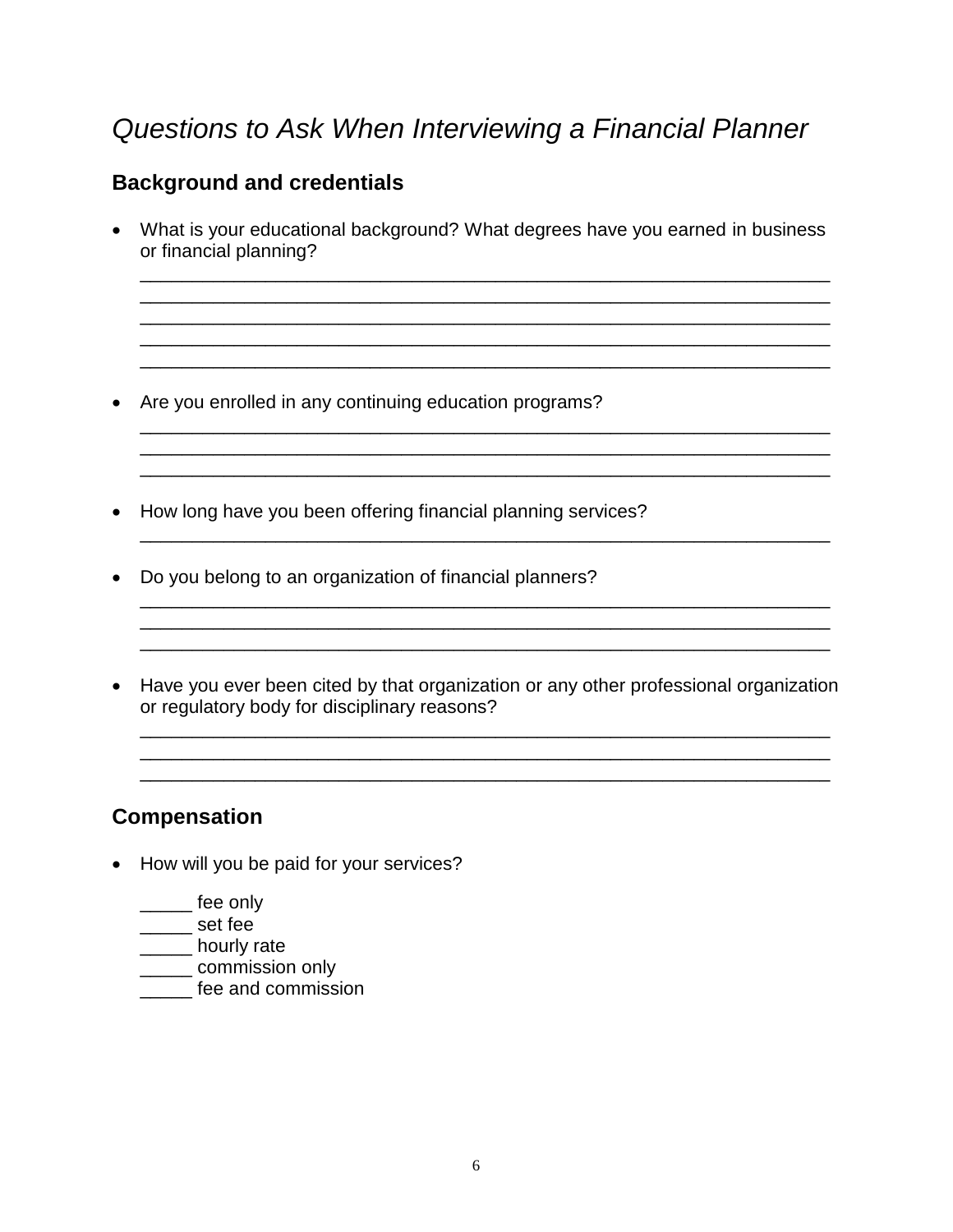# *Questions to Ask When Interviewing a Financial Planner*

## Background and credentials

- What is your educational background? What degrees have you earned in business or financial planning?

  ____________________________________________________________________
  ____________________________________________________________________
  ____________________________________________________________________
  ____________________________________________________________________
  ____________________________________________________________________

- Are you enrolled in any continuing education programs?

  ____________________________________________________________________
  ____________________________________________________________________
  ____________________________________________________________________

- How long have you been offering financial planning services?

  ____________________________________________________________________

- Do you belong to an organization of financial planners?

  ____________________________________________________________________
  ____________________________________________________________________
  ____________________________________________________________________

- Have you ever been cited by that organization or any other professional organization or regulatory body for disciplinary reasons?

  ____________________________________________________________________
  ____________________________________________________________________
  ____________________________________________________________________

## Compensation

- How will you be paid for your services?

  _____ fee only
  _____ set fee
  _____ hourly rate
  _____ commission only
  _____ fee and commission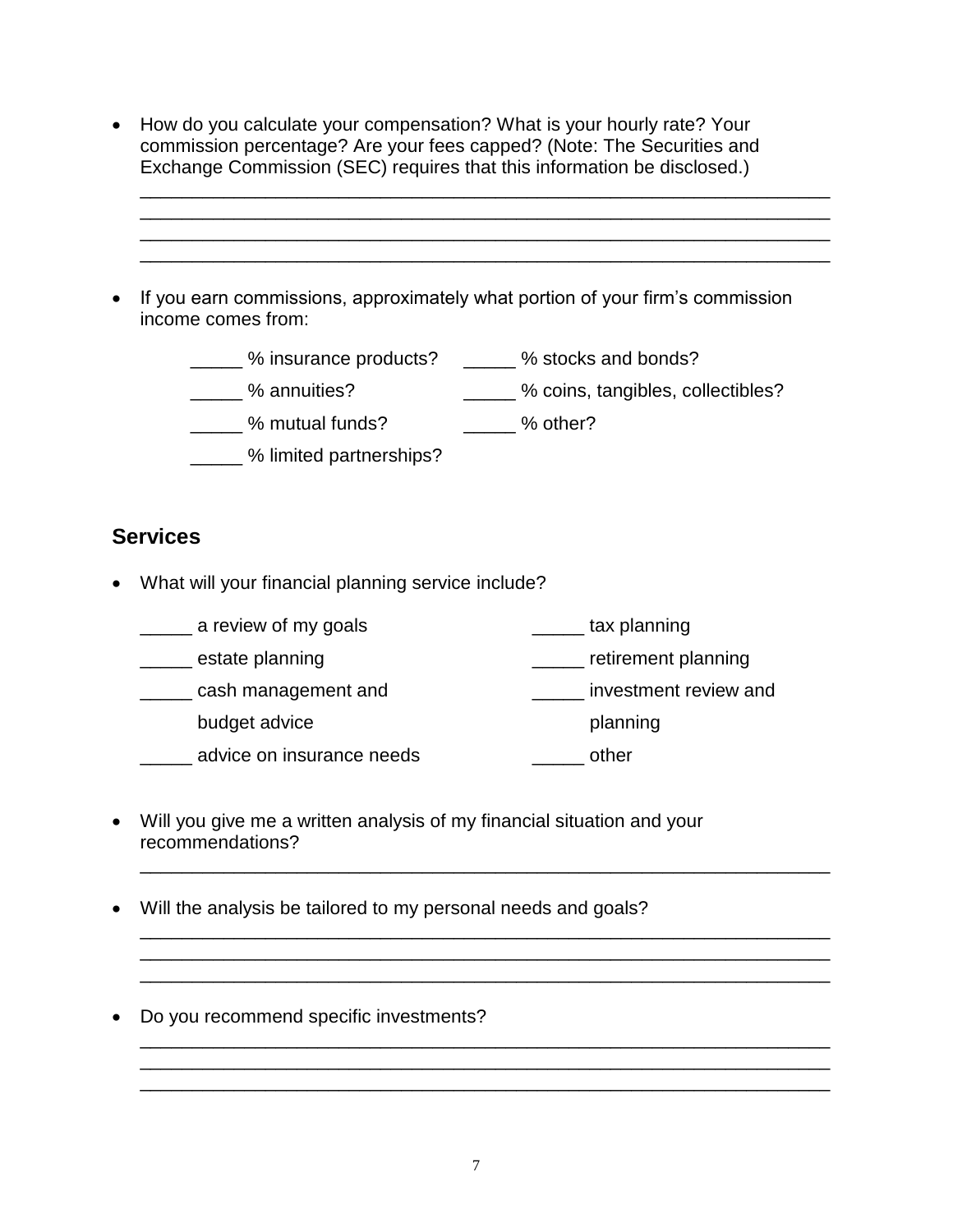- How do you calculate your compensation? What is your hourly rate? Your commission percentage? Are your fees capped? (Note: The Securities and Exchange Commission (SEC) requires that this information be disclosed.)

____________________________________________________________________
____________________________________________________________________
____________________________________________________________________
____________________________________________________________________

- If you earn commissions, approximately what portion of your firm's commission income comes from:

  _____ % insurance products?
  _____ % annuities?
  _____ % mutual funds?
  _____ % limited partnerships?
  _____ % stocks and bonds?
  _____ % coins, tangibles, collectibles?
  _____ % other?

## Services

- What will your financial planning service include?

  _____ a review of my goals
  _____ estate planning
  _____ cash management and budget advice
  _____ advice on insurance needs
  _____ tax planning
  _____ retirement planning
  _____ investment review and planning
  _____ other

- Will you give me a written analysis of my financial situation and your recommendations?

____________________________________________________________________

- Will the analysis be tailored to my personal needs and goals?

____________________________________________________________________
____________________________________________________________________
____________________________________________________________________

- Do you recommend specific investments?

____________________________________________________________________
____________________________________________________________________
____________________________________________________________________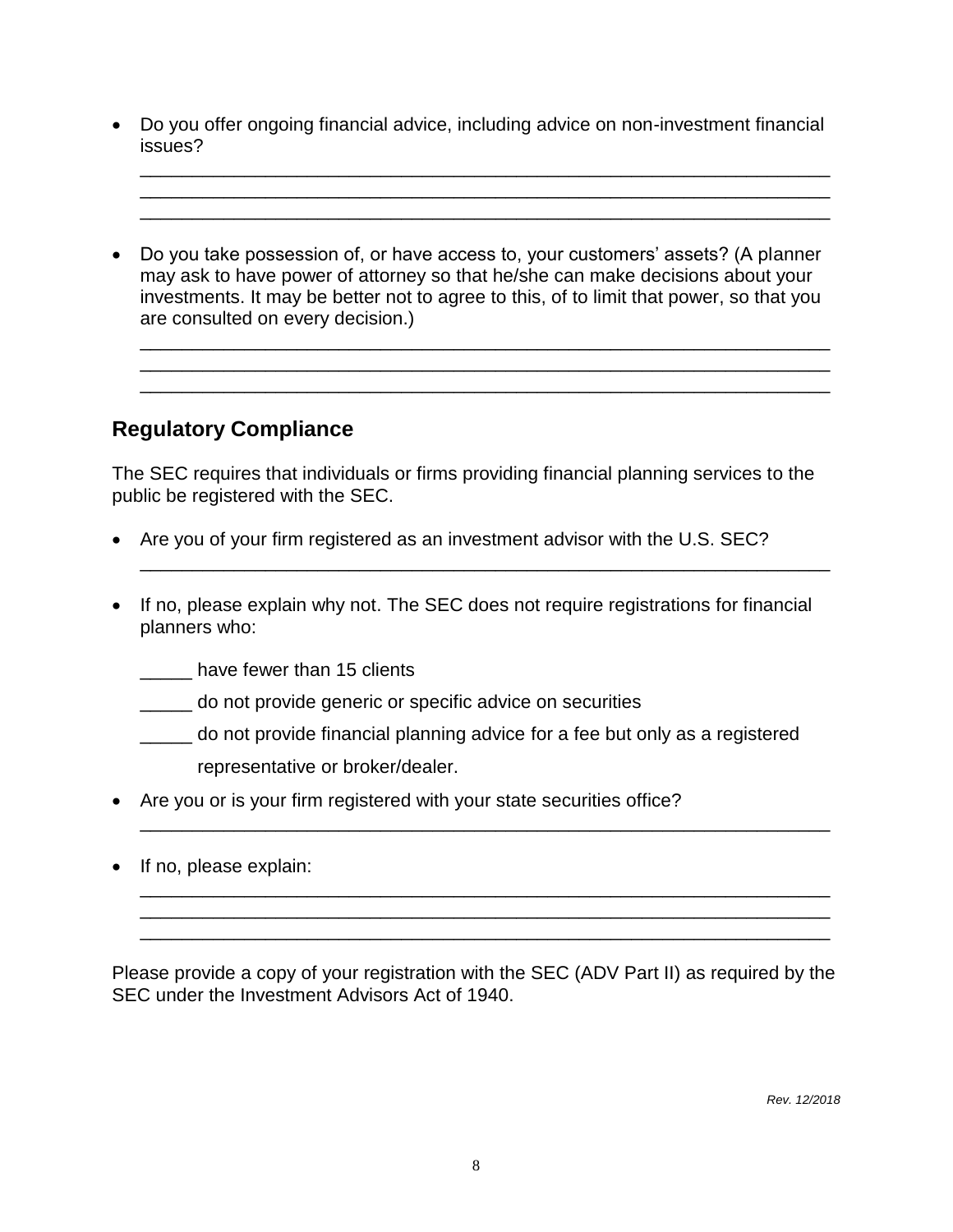- Do you offer ongoing financial advice, including advice on non-investment financial issues?

  ______________________________________________________________________
  ______________________________________________________________________
  ______________________________________________________________________

- Do you take possession of, or have access to, your customers' assets? (A planner may ask to have power of attorney so that he/she can make decisions about your investments. It may be better not to agree to this, of to limit that power, so that you are consulted on every decision.)

  ______________________________________________________________________
  ______________________________________________________________________
  ______________________________________________________________________

## Regulatory Compliance

The SEC requires that individuals or firms providing financial planning services to the public be registered with the SEC.

- Are you of your firm registered as an investment advisor with the U.S. SEC?

  ______________________________________________________________________

- If no, please explain why not. The SEC does not require registrations for financial planners who:

  _____ have fewer than 15 clients

  _____ do not provide generic or specific advice on securities

  _____ do not provide financial planning advice for a fee but only as a registered representative or broker/dealer.

- Are you or is your firm registered with your state securities office?

  ______________________________________________________________________

- If no, please explain:

  ______________________________________________________________________
  ______________________________________________________________________
  ______________________________________________________________________

Please provide a copy of your registration with the SEC (ADV Part II) as required by the SEC under the Investment Advisors Act of 1940.

*Rev. 12/2018*